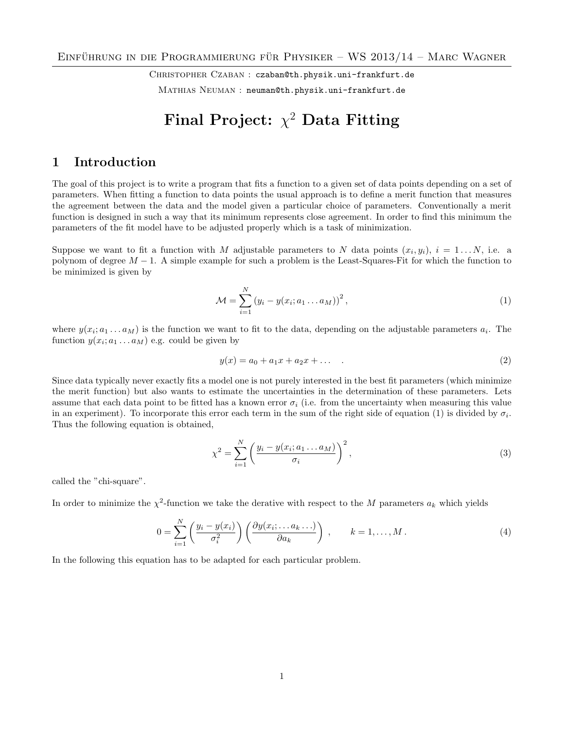Christopher Czaban : czaban@th.physik.uni-frankfurt.de

Mathias Neuman : neuman@th.physik.uni-frankfurt.de

# Final Project: $\chi^2$ Data Fitting

## 1 Introduction

The goal of this project is to write a program that fits a function to a given set of data points depending on a set of parameters. When fitting a function to data points the usual approach is to define a merit function that measures the agreement between the data and the model given a particular choice of parameters. Conventionally a merit function is designed in such a way that its minimum represents close agreement. In order to find this minimum the parameters of the fit model have to be adjusted properly which is a task of minimization.

Suppose we want to fit a function with $M$ adjustable parameters to $N$ data points $(x_i, y_i)$, $i = 1 \ldots N$, i.e. a polynom of degree $M - 1$. A simple example for such a problem is the Least-Squares-Fit for which the function to be minimized is given by

$$\mathcal{M} = \sum_{i=1}^{N} \left(y_i - y(x_i; a_1 \ldots a_M)\right)^2, \tag{1}$$

where $y(x_i; a_1 \ldots a_M)$ is the function we want to fit to the data, depending on the adjustable parameters $a_i$. The function $y(x_i; a_1 \ldots a_M)$ e.g. could be given by

$$y(x) = a_0 + a_1 x + a_2 x + \ldots \quad . \tag{2}$$

Since data typically never exactly fits a model one is not purely interested in the best fit parameters (which minimize the merit function) but also wants to estimate the uncertainties in the determination of these parameters. Lets assume that each data point to be fitted has a known error $\sigma_i$ (i.e. from the uncertainty when measuring this value in an experiment). To incorporate this error each term in the sum of the right side of equation (1) is divided by $\sigma_i$. Thus the following equation is obtained,

$$\chi^2 = \sum_{i=1}^{N} \left(\frac{y_i - y(x_i; a_1 \ldots a_M)}{\sigma_i}\right)^2, \tag{3}$$

called the "chi-square".

In order to minimize the $\chi^2$-function we take the derative with respect to the $M$ parameters $a_k$ which yields

$$0 = \sum_{i=1}^{N} \left(\frac{y_i - y(x_i)}{\sigma_i^2}\right)\left(\frac{\partial y(x_i; \ldots a_k \ldots)}{\partial a_k}\right), \qquad k = 1, \ldots, M\,. \tag{4}$$

In the following this equation has to be adapted for each particular problem.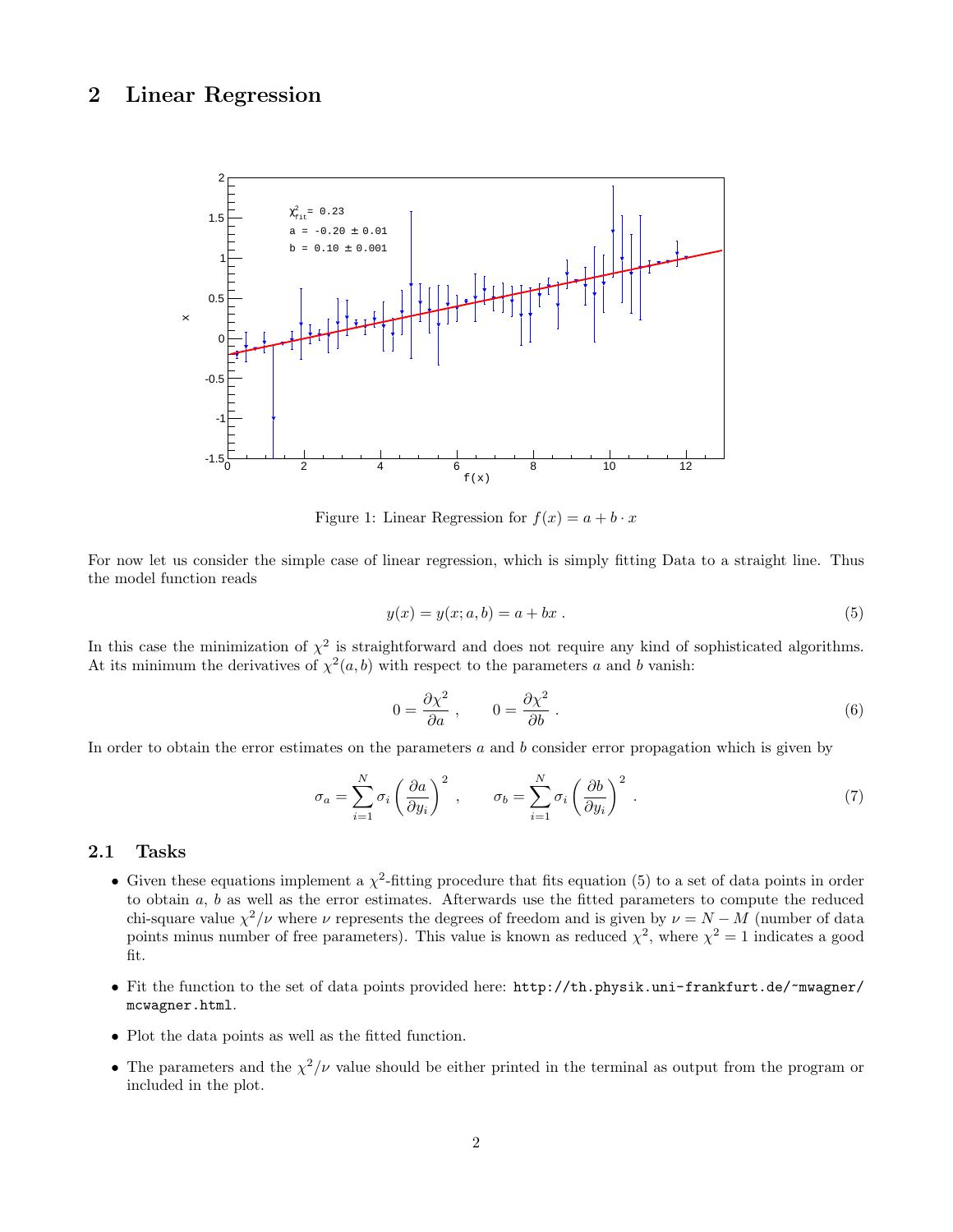# 2 Linear Regression

Figure 1: Linear Regression for $f(x) = a + b \cdot x$

For now let us consider the simple case of linear regression, which is simply fitting Data to a straight line. Thus the model function reads

$$y(x) = y(x; a, b) = a + bx \; . \tag{5}$$

In this case the minimization of $\chi^2$ is straightforward and does not require any kind of sophisticated algorithms. At its minimum the derivatives of $\chi^2(a, b)$ with respect to the parameters $a$ and $b$ vanish:

$$0 = \frac{\partial \chi^2}{\partial a} \; , \qquad 0 = \frac{\partial \chi^2}{\partial b} \; . \tag{6}$$

In order to obtain the error estimates on the parameters $a$ and $b$ consider error propagation which is given by

$$\sigma_a = \sum_{i=1}^{N} \sigma_i \left( \frac{\partial a}{\partial y_i} \right)^2 \; , \qquad \sigma_b = \sum_{i=1}^{N} \sigma_i \left( \frac{\partial b}{\partial y_i} \right)^2 \; . \tag{7}$$

## 2.1 Tasks

- Given these equations implement a $\chi^2$-fitting procedure that fits equation (5) to a set of data points in order to obtain $a$, $b$ as well as the error estimates. Afterwards use the fitted parameters to compute the reduced chi-square value $\chi^2/\nu$ where $\nu$ represents the degrees of freedom and is given by $\nu = N - M$ (number of data points minus number of free parameters). This value is known as reduced $\chi^2$, where $\chi^2 = 1$ indicates a good fit.
- Fit the function to the set of data points provided here: `http://th.physik.uni-frankfurt.de/~mwagner/mcwagner.html`.
- Plot the data points as well as the fitted function.
- The parameters and the $\chi^2/\nu$ value should be either printed in the terminal as output from the program or included in the plot.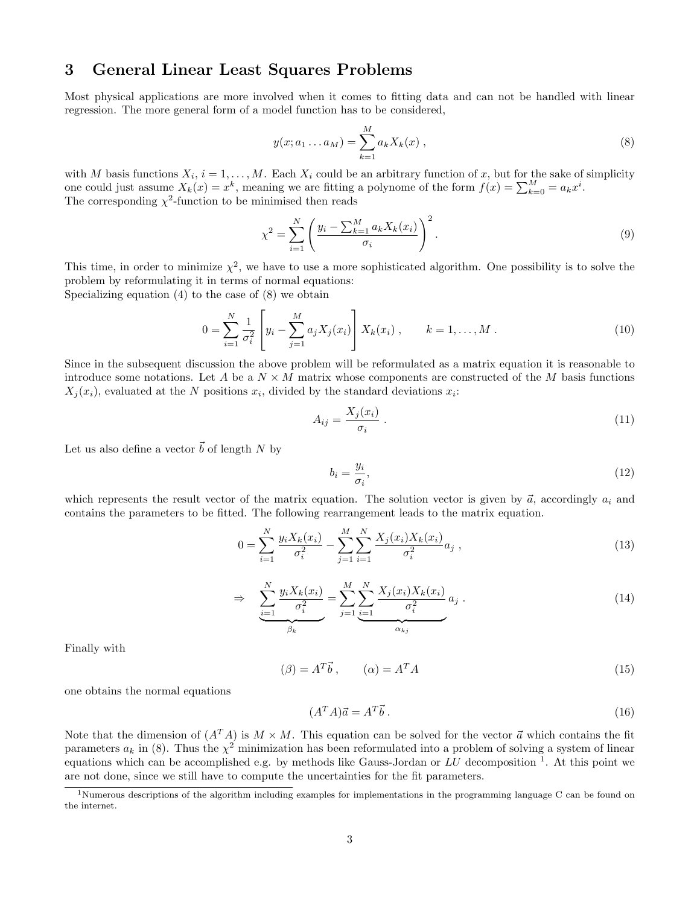# 3 General Linear Least Squares Problems

Most physical applications are more involved when it comes to fitting data and can not be handled with linear regression. The more general form of a model function has to be considered,

$$y(x; a_1 \dots a_M) = \sum_{k=1}^{M} a_k X_k(x) \;, \tag{8}$$

with $M$ basis functions $X_i$, $i = 1, \dots, M$. Each $X_i$ could be an arbitrary function of $x$, but for the sake of simplicity one could just assume $X_k(x) = x^k$, meaning we are fitting a polynome of the form $f(x) = \sum_{k=0}^{M} = a_k x^i$.
The corresponding $\chi^2$-function to be minimised then reads

$$\chi^2 = \sum_{i=1}^{N} \left( \frac{y_i - \sum_{k=1}^{M} a_k X_k(x_i)}{\sigma_i} \right)^2 . \tag{9}$$

This time, in order to minimize $\chi^2$, we have to use a more sophisticated algorithm. One possibility is to solve the problem by reformulating it in terms of normal equations:
Specializing equation (4) to the case of (8) we obtain

$$0 = \sum_{i=1}^{N} \frac{1}{\sigma_i^2} \left[ y_i - \sum_{j=1}^{M} a_j X_j(x_i) \right] X_k(x_i) \;, \qquad k = 1, \dots, M \;. \tag{10}$$

Since in the subsequent discussion the above problem will be reformulated as a matrix equation it is reasonable to introduce some notations. Let $A$ be a $N \times M$ matrix whose components are constructed of the $M$ basis functions $X_j(x_i)$, evaluated at the $N$ positions $x_i$, divided by the standard deviations $x_i$:

$$A_{ij} = \frac{X_j(x_i)}{\sigma_i} \;. \tag{11}$$

Let us also define a vector $\vec{b}$ of length $N$ by

$$b_i = \frac{y_i}{\sigma_i}, \tag{12}$$

which represents the result vector of the matrix equation. The solution vector is given by $\vec{a}$, accordingly $a_i$ and contains the parameters to be fitted. The following rearrangement leads to the matrix equation.

$$0 = \sum_{i=1}^{N} \frac{y_i X_k(x_i)}{\sigma_i^2} - \sum_{j=1}^{M} \sum_{i=1}^{N} \frac{X_j(x_i) X_k(x_i)}{\sigma_i^2} a_j \;, \tag{13}$$

$$\Rightarrow \quad \underbrace{\sum_{i=1}^{N} \frac{y_i X_k(x_i)}{\sigma_i^2}}_{\beta_k} = \sum_{j=1}^{M} \underbrace{\sum_{i=1}^{N} \frac{X_j(x_i) X_k(x_i)}{\sigma_i^2}}_{\alpha_{kj}} a_j \;. \tag{14}$$

Finally with

$$(\beta) = A^T \vec{b} \;, \qquad (\alpha) = A^T A \tag{15}$$

one obtains the normal equations

$$(A^T A)\vec{a} = A^T \vec{b} \;. \tag{16}$$

Note that the dimension of $(A^T A)$ is $M \times M$. This equation can be solved for the vector $\vec{a}$ which contains the fit parameters $a_k$ in (8). Thus the $\chi^2$ minimization has been reformulated into a problem of solving a system of linear equations which can be accomplished e.g. by methods like Gauss-Jordan or $LU$ decomposition [1]. At this point we are not done, since we still have to compute the uncertainties for the fit parameters.

[1] Numerous descriptions of the algorithm including examples for implementations in the programming language C can be found on the internet.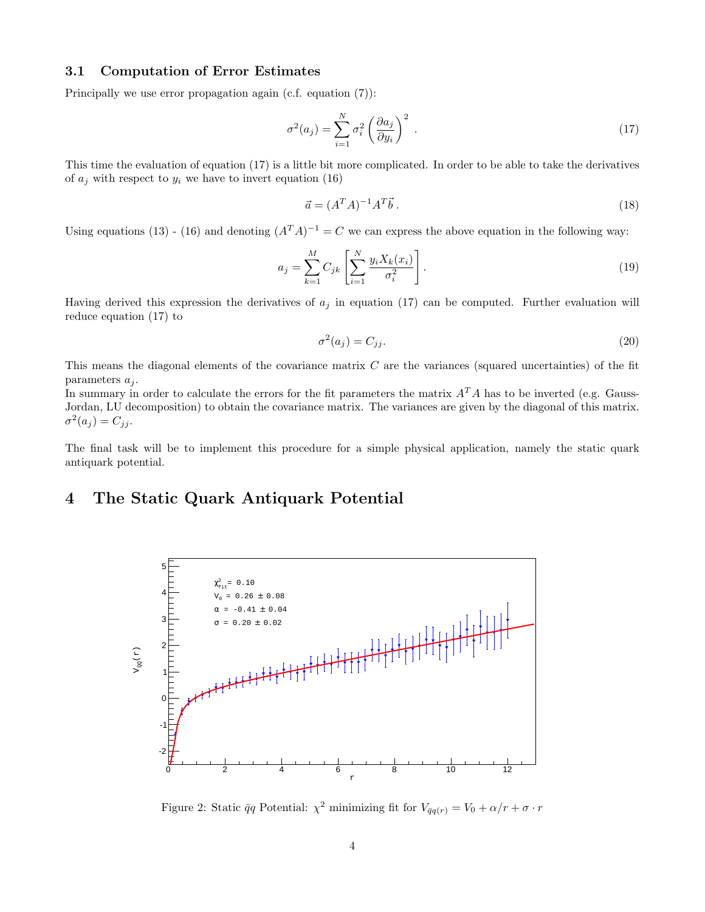### 3.1 Computation of Error Estimates

Principally we use error propagation again (c.f. equation (7)):

$$\sigma^2(a_j) = \sum_{i=1}^{N} \sigma_i^2 \left( \frac{\partial a_j}{\partial y_i} \right)^2 . \tag{17}$$

This time the evaluation of equation (17) is a little bit more complicated. In order to be able to take the derivatives of $a_j$ with respect to $y_i$ we have to invert equation (16)

$$\vec{a} = (A^T A)^{-1} A^T \vec{b} . \tag{18}$$

Using equations (13) - (16) and denoting $(A^T A)^{-1} = C$ we can express the above equation in the following way:

$$a_j = \sum_{k=1}^{M} C_{jk} \left[ \sum_{i=1}^{N} \frac{y_i X_k(x_i)}{\sigma_i^2} \right] . \tag{19}$$

Having derived this expression the derivatives of $a_j$ in equation (17) can be computed. Further evaluation will reduce equation (17) to

$$\sigma^2(a_j) = C_{jj} . \tag{20}$$

This means the diagonal elements of the covariance matrix $C$ are the variances (squared uncertainties) of the fit parameters $a_j$.

In summary in order to calculate the errors for the fit parameters the matrix $A^T A$ has to be inverted (e.g. Gauss-Jordan, LU decomposition) to obtain the covariance matrix. The variances are given by the diagonal of this matrix. $\sigma^2(a_j) = C_{jj}$.

The final task will be to implement this procedure for a simple physical application, namely the static quark antiquark potential.

# 4 The Static Quark Antiquark Potential

Figure 2: Static $\bar{q}q$ Potential: $\chi^2$ minimizing fit for $V_{\bar{q}q(r)} = V_0 + \alpha/r + \sigma \cdot r$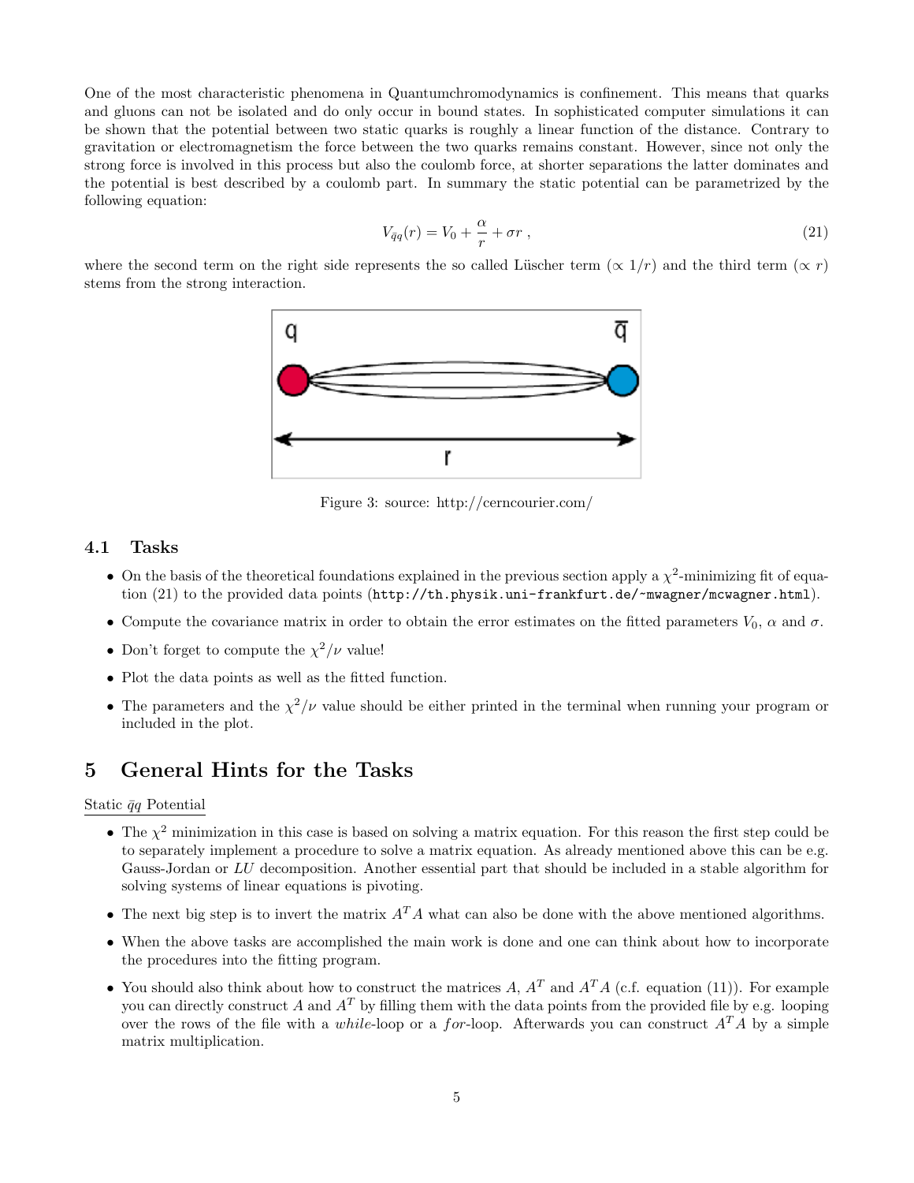One of the most characteristic phenomena in Quantumchromodynamics is confinement. This means that quarks and gluons can not be isolated and do only occur in bound states. In sophisticated computer simulations it can be shown that the potential between two static quarks is roughly a linear function of the distance. Contrary to gravitation or electromagnetism the force between the two quarks remains constant. However, since not only the strong force is involved in this process but also the coulomb force, at shorter separations the latter dominates and the potential is best described by a coulomb part. In summary the static potential can be parametrized by the following equation:

$$V_{\bar{q}q}(r) = V_0 + \frac{\alpha}{r} + \sigma r \,, \tag{21}$$

where the second term on the right side represents the so called Lüscher term ($\propto 1/r$) and the third term ($\propto r$) stems from the strong interaction.

q

$\bar{\text{q}}$

r

Figure 3: source: http://cerncourier.com/

### 4.1 Tasks

- On the basis of the theoretical foundations explained in the previous section apply a $\chi^2$-minimizing fit of equation (21) to the provided data points (`http://th.physik.uni-frankfurt.de/~mwagner/mcwagner.html`).
- Compute the covariance matrix in order to obtain the error estimates on the fitted parameters $V_0$, $\alpha$ and $\sigma$.
- Don't forget to compute the $\chi^2/\nu$ value!
- Plot the data points as well as the fitted function.
- The parameters and the $\chi^2/\nu$ value should be either printed in the terminal when running your program or included in the plot.

## 5 General Hints for the Tasks

Static $\bar{q}q$ Potential

- The $\chi^2$ minimization in this case is based on solving a matrix equation. For this reason the first step could be to separately implement a procedure to solve a matrix equation. As already mentioned above this can be e.g. Gauss-Jordan or *LU* decomposition. Another essential part that should be included in a stable algorithm for solving systems of linear equations is pivoting.
- The next big step is to invert the matrix $A^T A$ what can also be done with the above mentioned algorithms.
- When the above tasks are accomplished the main work is done and one can think about how to incorporate the procedures into the fitting program.
- You should also think about how to construct the matrices $A$, $A^T$ and $A^T A$ (c.f. equation (11)). For example you can directly construct $A$ and $A^T$ by filling them with the data points from the provided file by e.g. looping over the rows of the file with a *while*-loop or a *for*-loop. Afterwards you can construct $A^T A$ by a simple matrix multiplication.